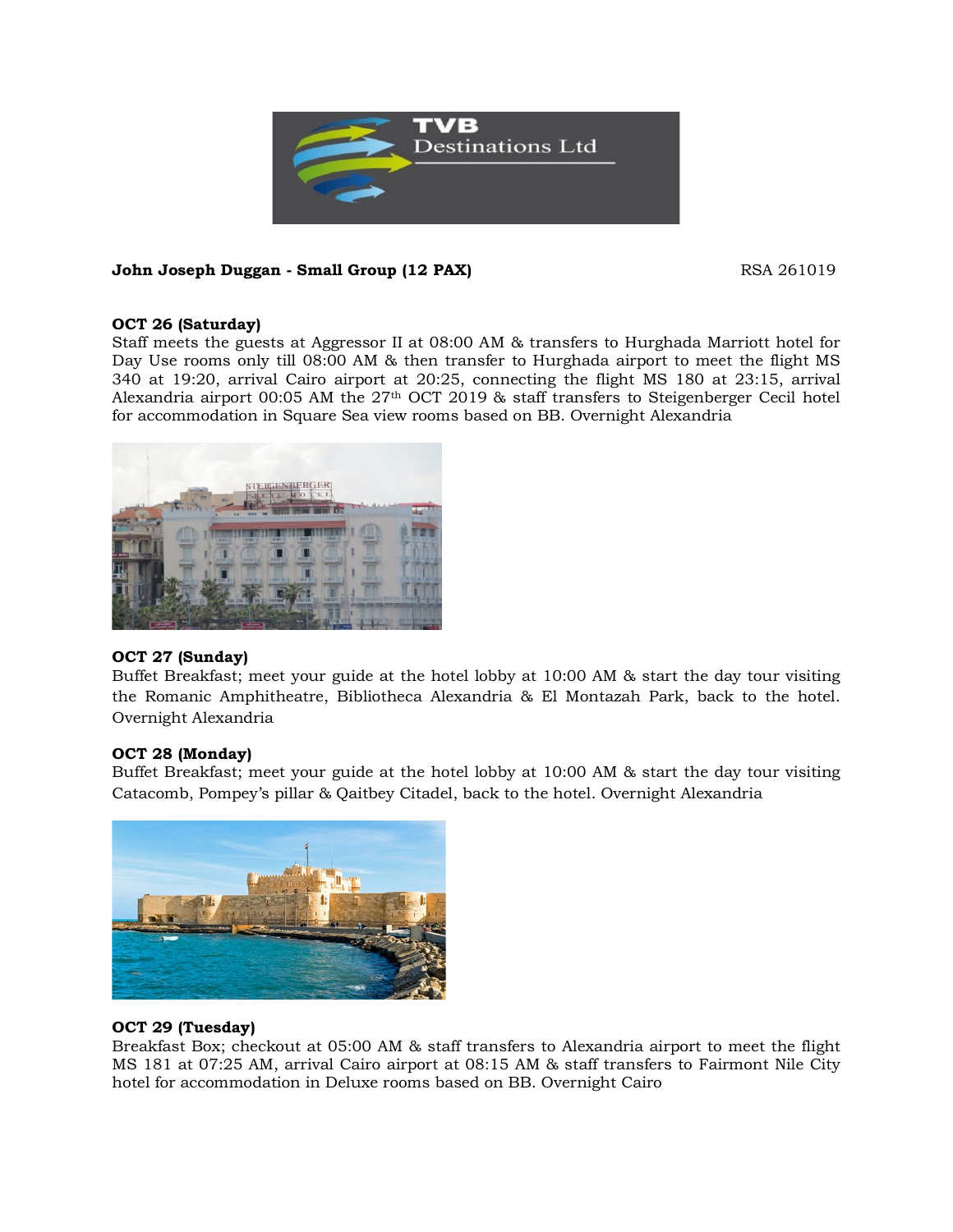**John Joseph Duggan - Small Group (12 PAX)** RSA 261019

**OCT 26 (Saturday)**
Staff meets the guests at Aggressor II at 08:00 AM & transfers to Hurghada Marriott hotel for Day Use rooms only till 08:00 AM & then transfer to Hurghada airport to meet the flight MS 340 at 19:20, arrival Cairo airport at 20:25, connecting the flight MS 180 at 23:15, arrival Alexandria airport 00:05 AM the 27th OCT 2019 & staff transfers to Steigenberger Cecil hotel for accommodation in Square Sea view rooms based on BB. Overnight Alexandria

**OCT 27 (Sunday)**
Buffet Breakfast; meet your guide at the hotel lobby at 10:00 AM & start the day tour visiting the Romanic Amphitheatre, Bibliotheca Alexandria & El Montazah Park, back to the hotel. Overnight Alexandria

**OCT 28 (Monday)**
Buffet Breakfast; meet your guide at the hotel lobby at 10:00 AM & start the day tour visiting Catacomb, Pompey's pillar & Qaitbey Citadel, back to the hotel. Overnight Alexandria

**OCT 29 (Tuesday)**
Breakfast Box; checkout at 05:00 AM & staff transfers to Alexandria airport to meet the flight MS 181 at 07:25 AM, arrival Cairo airport at 08:15 AM & staff transfers to Fairmont Nile City hotel for accommodation in Deluxe rooms based on BB. Overnight Cairo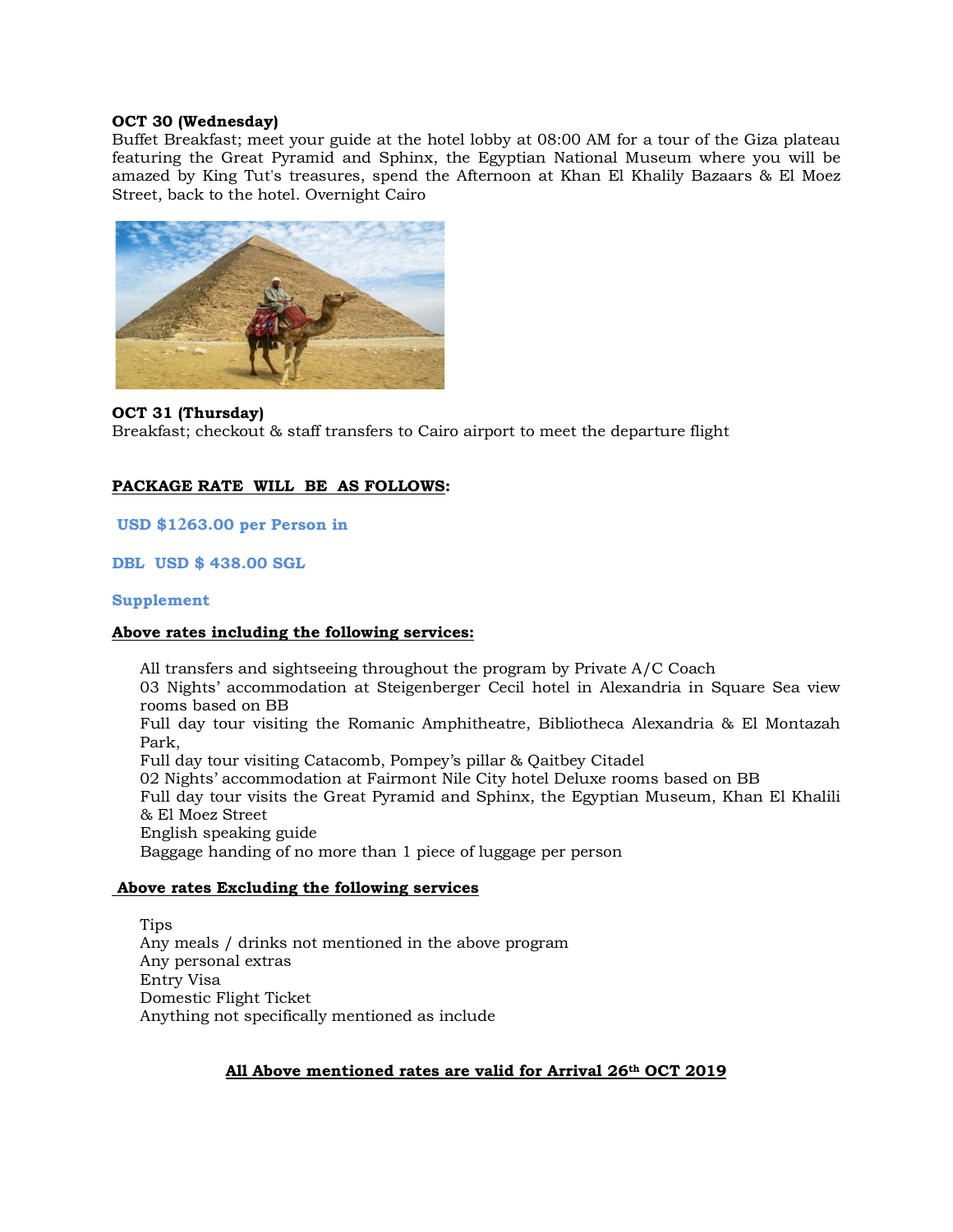**OCT 30 (Wednesday)**
Buffet Breakfast; meet your guide at the hotel lobby at 08:00 AM for a tour of the Giza plateau featuring the Great Pyramid and Sphinx, the Egyptian National Museum where you will be amazed by King Tut's treasures, spend the Afternoon at Khan El Khalily Bazaars & El Moez Street, back to the hotel. Overnight Cairo

**OCT 31 (Thursday)**
Breakfast; checkout & staff transfers to Cairo airport to meet the departure flight

**PACKAGE RATE WILL BE AS FOLLOWS:**

**USD $1263.00 per Person in**

**DBL USD $ 438.00 SGL**

**Supplement**

**Above rates including the following services:**

All transfers and sightseeing throughout the program by Private A/C Coach
03 Nights' accommodation at Steigenberger Cecil hotel in Alexandria in Square Sea view rooms based on BB
Full day tour visiting the Romanic Amphitheatre, Bibliotheca Alexandria & El Montazah Park,
Full day tour visiting Catacomb, Pompey's pillar & Qaitbey Citadel
02 Nights' accommodation at Fairmont Nile City hotel Deluxe rooms based on BB
Full day tour visits the Great Pyramid and Sphinx, the Egyptian Museum, Khan El Khalili & El Moez Street
English speaking guide
Baggage handing of no more than 1 piece of luggage per person

**Above rates Excluding the following services**

Tips
Any meals / drinks not mentioned in the above program
Any personal extras
Entry Visa
Domestic Flight Ticket
Anything not specifically mentioned as include

**All Above mentioned rates are valid for Arrival 26th OCT 2019**